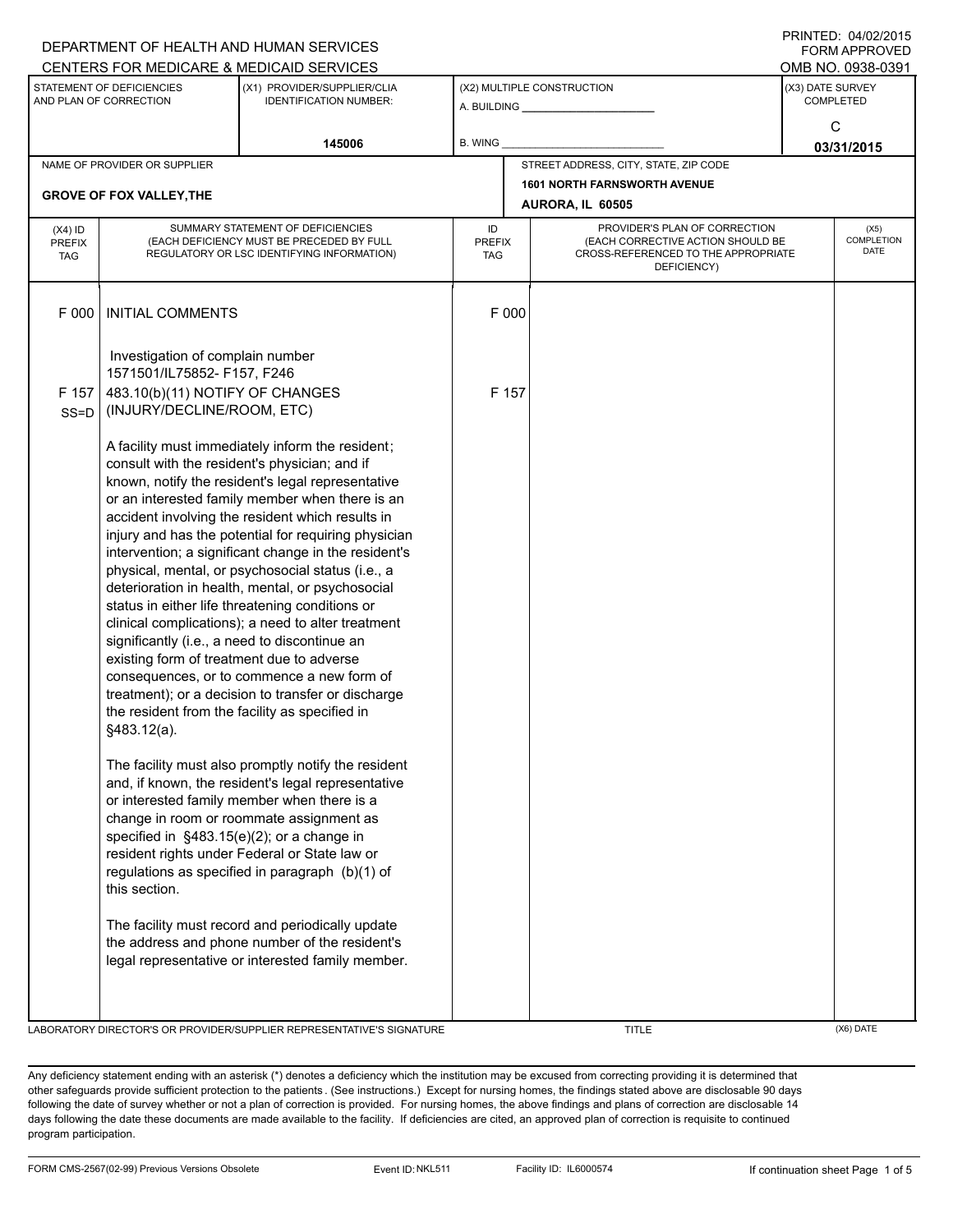DEPARTMENT OF HEALTH AND HUMAN SERVICES
CENTERS FOR MEDICARE & MEDICAID SERVICES

PRINTED: 04/02/2015
FORM APPROVED
OMB NO. 0938-0391

| STATEMENT OF DEFICIENCIES AND PLAN OF CORRECTION | (X1) PROVIDER/SUPPLIER/CLIA IDENTIFICATION NUMBER: | (X2) MULTIPLE CONSTRUCTION | (X3) DATE SURVEY COMPLETED |
|---|---|---|---|
| | 145006 | A. BUILDING ______ B. WING ______ | C 03/31/2015 |

| NAME OF PROVIDER OR SUPPLIER | STREET ADDRESS, CITY, STATE, ZIP CODE |
|---|---|
| GROVE OF FOX VALLEY,THE | 1601 NORTH FARNSWORTH AVENUE AURORA, IL 60505 |

| (X4) ID PREFIX TAG | SUMMARY STATEMENT OF DEFICIENCIES (EACH DEFICIENCY MUST BE PRECEDED BY FULL REGULATORY OR LSC IDENTIFYING INFORMATION) | ID PREFIX TAG | PROVIDER'S PLAN OF CORRECTION (EACH CORRECTIVE ACTION SHOULD BE CROSS-REFERENCED TO THE APPROPRIATE DEFICIENCY) | (X5) COMPLETION DATE |
|---|---|---|---|---|
| F 000 | INITIAL COMMENTS | F 000 | | |
| | Investigation of complain number 1571501/IL75852- F157, F246 | | | |
| F 157 SS=D | 483.10(b)(11) NOTIFY OF CHANGES (INJURY/DECLINE/ROOM, ETC) | F 157 | | |
| | A facility must immediately inform the resident; consult with the resident's physician; and if known, notify the resident's legal representative or an interested family member when there is an accident involving the resident which results in injury and has the potential for requiring physician intervention; a significant change in the resident's physical, mental, or psychosocial status (i.e., a deterioration in health, mental, or psychosocial status in either life threatening conditions or clinical complications); a need to alter treatment significantly (i.e., a need to discontinue an existing form of treatment due to adverse consequences, or to commence a new form of treatment); or a decision to transfer or discharge the resident from the facility as specified in §483.12(a). | | | |
| | The facility must also promptly notify the resident and, if known, the resident's legal representative or interested family member when there is a change in room or roommate assignment as specified in §483.15(e)(2); or a change in resident rights under Federal or State law or regulations as specified in paragraph (b)(1) of this section. | | | |
| | The facility must record and periodically update the address and phone number of the resident's legal representative or interested family member. | | | |

LABORATORY DIRECTOR'S OR PROVIDER/SUPPLIER REPRESENTATIVE'S SIGNATURE | TITLE | (X6) DATE

Any deficiency statement ending with an asterisk (*) denotes a deficiency which the institution may be excused from correcting providing it is determined that other safeguards provide sufficient protection to the patients . (See instructions.) Except for nursing homes, the findings stated above are disclosable 90 days following the date of survey whether or not a plan of correction is provided. For nursing homes, the above findings and plans of correction are disclosable 14 days following the date these documents are made available to the facility. If deficiencies are cited, an approved plan of correction is requisite to continued program participation.

FORM CMS-2567(02-99) Previous Versions Obsolete | Event ID: NKL511 | Facility ID: IL6000574 | If continuation sheet Page 1 of 5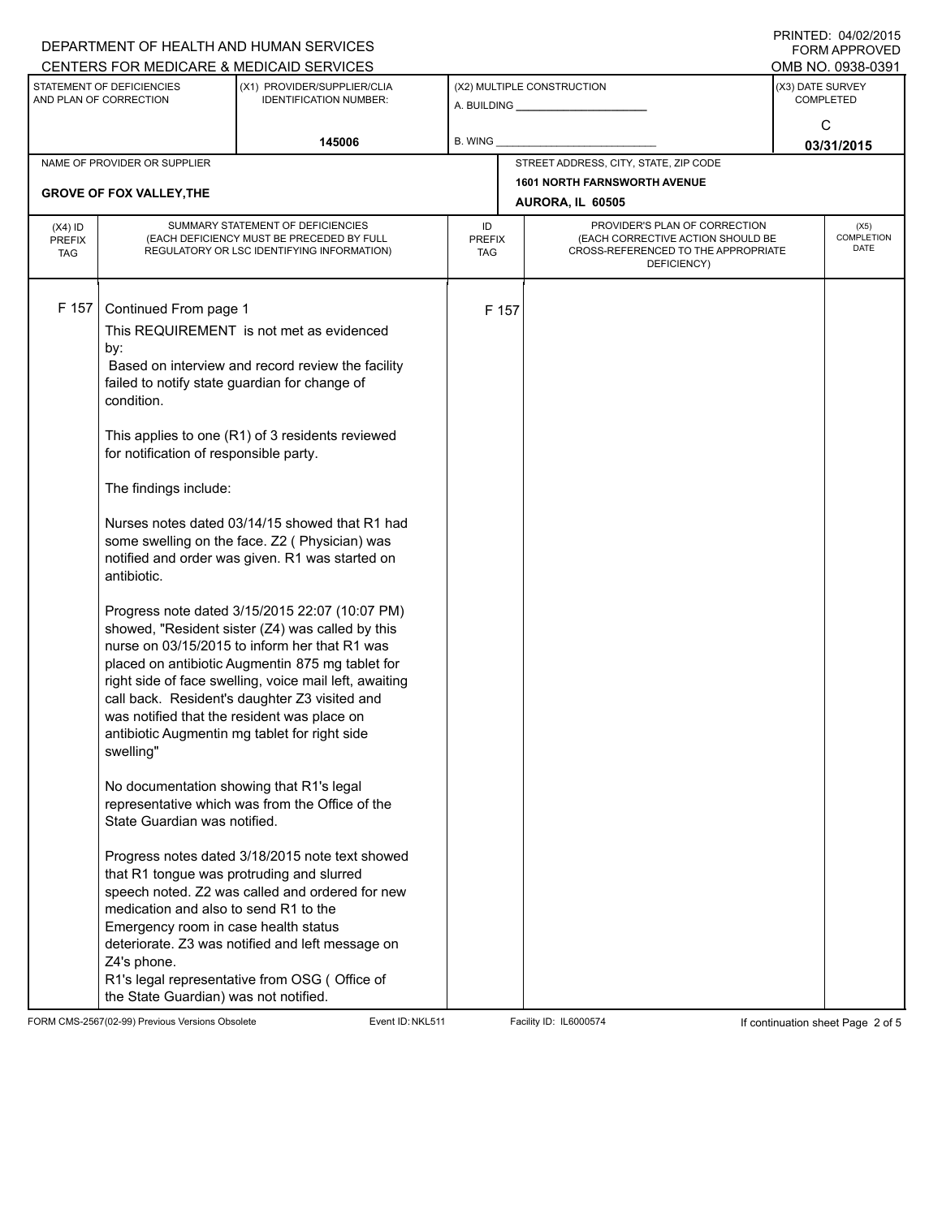DEPARTMENT OF HEALTH AND HUMAN SERVICES
CENTERS FOR MEDICARE & MEDICAID SERVICES

PRINTED: 04/02/2015
FORM APPROVED
OMB NO. 0938-0391

| STATEMENT OF DEFICIENCIES AND PLAN OF CORRECTION | (X1) PROVIDER/SUPPLIER/CLIA IDENTIFICATION NUMBER: | (X2) MULTIPLE CONSTRUCTION | (X3) DATE SURVEY COMPLETED |
|---|---|---|---|
| | 145006 | A. BUILDING ______ B. WING ______ | C 03/31/2015 |

| NAME OF PROVIDER OR SUPPLIER | STREET ADDRESS, CITY, STATE, ZIP CODE |
|---|---|
| GROVE OF FOX VALLEY, THE | 1601 NORTH FARNSWORTH AVENUE AURORA, IL 60505 |

| (X4) ID PREFIX TAG | SUMMARY STATEMENT OF DEFICIENCIES (EACH DEFICIENCY MUST BE PRECEDED BY FULL REGULATORY OR LSC IDENTIFYING INFORMATION) | ID PREFIX TAG | PROVIDER'S PLAN OF CORRECTION (EACH CORRECTIVE ACTION SHOULD BE CROSS-REFERENCED TO THE APPROPRIATE DEFICIENCY) | (X5) COMPLETION DATE |
|---|---|---|---|---|
| F 157 | Continued From page 1 | F 157 | | |

This REQUIREMENT is not met as evidenced by:
Based on interview and record review the facility failed to notify state guardian for change of condition.

This applies to one (R1) of 3 residents reviewed for notification of responsible party.

The findings include:

Nurses notes dated 03/14/15 showed that R1 had some swelling on the face. Z2 ( Physician) was notified and order was given. R1 was started on antibiotic.

Progress note dated 3/15/2015 22:07 (10:07 PM) showed, "Resident sister (Z4) was called by this nurse on 03/15/2015 to inform her that R1 was placed on antibiotic Augmentin 875 mg tablet for right side of face swelling, voice mail left, awaiting call back. Resident's daughter Z3 visited and was notified that the resident was place on antibiotic Augmentin mg tablet for right side swelling"

No documentation showing that R1's legal representative which was from the Office of the State Guardian was notified.

Progress notes dated 3/18/2015 note text showed that R1 tongue was protruding and slurred speech noted. Z2 was called and ordered for new medication and also to send R1 to the Emergency room in case health status deteriorate. Z3 was notified and left message on Z4's phone.
R1's legal representative from OSG ( Office of the State Guardian) was not notified.

FORM CMS-2567(02-99) Previous Versions Obsolete Event ID: NKL511 Facility ID: IL6000574 If continuation sheet Page 2 of 5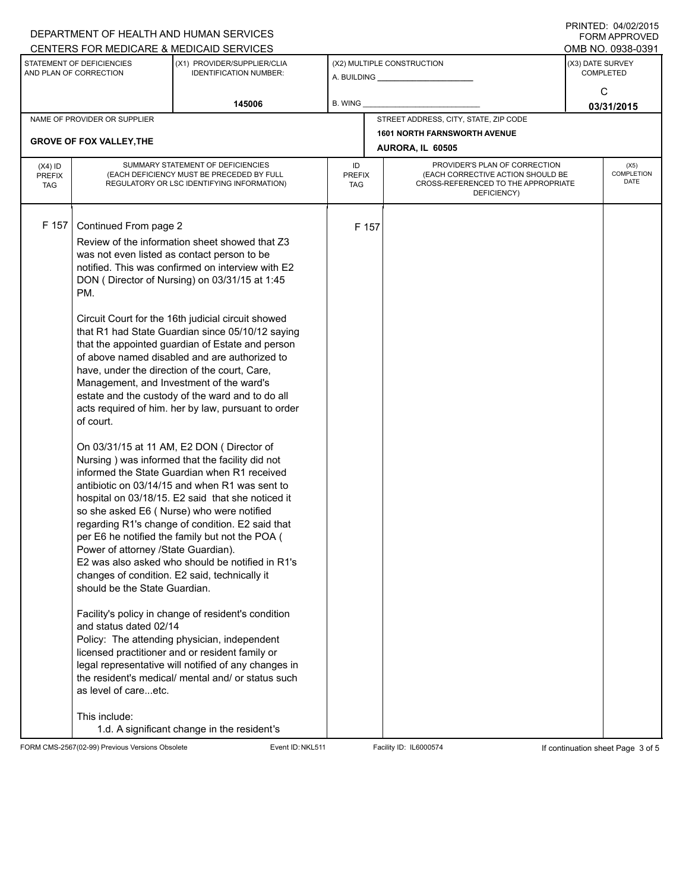DEPARTMENT OF HEALTH AND HUMAN SERVICES
CENTERS FOR MEDICARE & MEDICAID SERVICES

PRINTED: 04/02/2015
FORM APPROVED
OMB NO. 0938-0391

| STATEMENT OF DEFICIENCIES AND PLAN OF CORRECTION | (X1) PROVIDER/SUPPLIER/CLIA IDENTIFICATION NUMBER: | (X2) MULTIPLE CONSTRUCTION | (X3) DATE SURVEY COMPLETED |
|---|---|---|---|
| | 145006 | A. BUILDING ______ B. WING ______ | C 03/31/2015 |

| NAME OF PROVIDER OR SUPPLIER | STREET ADDRESS, CITY, STATE, ZIP CODE |
|---|---|
| GROVE OF FOX VALLEY,THE | 1601 NORTH FARNSWORTH AVENUE AURORA, IL 60505 |

| (X4) ID PREFIX TAG | SUMMARY STATEMENT OF DEFICIENCIES (EACH DEFICIENCY MUST BE PRECEDED BY FULL REGULATORY OR LSC IDENTIFYING INFORMATION) | ID PREFIX TAG | PROVIDER'S PLAN OF CORRECTION (EACH CORRECTIVE ACTION SHOULD BE CROSS-REFERENCED TO THE APPROPRIATE DEFICIENCY) | (X5) COMPLETION DATE |
|---|---|---|---|---|
| F 157 | Continued From page 2 | F 157 | | |

Review of the information sheet showed that Z3 was not even listed as contact person to be notified. This was confirmed on interview with E2 DON ( Director of Nursing) on 03/31/15 at 1:45 PM.

Circuit Court for the 16th judicial circuit showed that R1 had State Guardian since 05/10/12 saying that the appointed guardian of Estate and person of above named disabled and are authorized to have, under the direction of the court, Care, Management, and Investment of the ward's estate and the custody of the ward and to do all acts required of him. her by law, pursuant to order of court.

On 03/31/15 at 11 AM, E2 DON ( Director of Nursing ) was informed that the facility did not informed the State Guardian when R1 received antibiotic on 03/14/15 and when R1 was sent to hospital on 03/18/15. E2 said that she noticed it so she asked E6 ( Nurse) who were notified regarding R1's change of condition. E2 said that per E6 he notified the family but not the POA ( Power of attorney /State Guardian).
E2 was also asked who should be notified in R1's changes of condition. E2 said, technically it should be the State Guardian.

Facility's policy in change of resident's condition and status dated 02/14
Policy: The attending physician, independent licensed practitioner and or resident family or legal representative will notified of any changes in the resident's medical/ mental and/ or status such as level of care...etc.

This include:
1.d. A significant change in the resident's

FORM CMS-2567(02-99) Previous Versions Obsolete | Event ID: NKL511 | Facility ID: IL6000574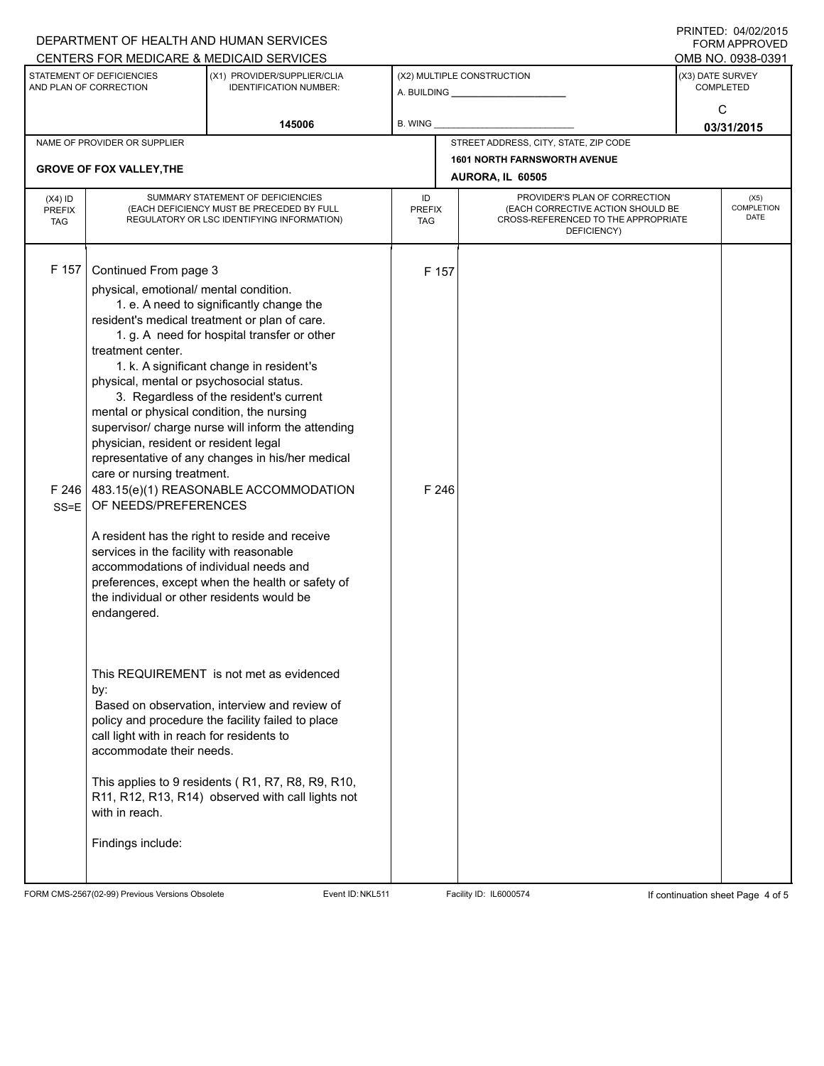DEPARTMENT OF HEALTH AND HUMAN SERVICES
CENTERS FOR MEDICARE & MEDICAID SERVICES

PRINTED: 04/02/2015
FORM APPROVED
OMB NO. 0938-0391

| STATEMENT OF DEFICIENCIES AND PLAN OF CORRECTION | (X1) PROVIDER/SUPPLIER/CLIA IDENTIFICATION NUMBER: | (X2) MULTIPLE CONSTRUCTION | (X3) DATE SURVEY COMPLETED |
|---|---|---|---|
| | 145006 | A. BUILDING ______ B. WING ______ | C 03/31/2015 |

| NAME OF PROVIDER OR SUPPLIER | STREET ADDRESS, CITY, STATE, ZIP CODE |
|---|---|
| GROVE OF FOX VALLEY,THE | 1601 NORTH FARNSWORTH AVENUE AURORA, IL 60505 |

| (X4) ID PREFIX TAG | SUMMARY STATEMENT OF DEFICIENCIES (EACH DEFICIENCY MUST BE PRECEDED BY FULL REGULATORY OR LSC IDENTIFYING INFORMATION) | ID PREFIX TAG | PROVIDER'S PLAN OF CORRECTION (EACH CORRECTIVE ACTION SHOULD BE CROSS-REFERENCED TO THE APPROPRIATE DEFICIENCY) | (X5) COMPLETION DATE |
|---|---|---|---|---|
| F 157 | Continued From page 3<br>physical, emotional/ mental condition.<br>1. e. A need to significantly change the resident's medical treatment or plan of care.<br>1. g. A need for hospital transfer or other treatment center.<br>1. k. A significant change in resident's physical, mental or psychosocial status.<br>3. Regardless of the resident's current mental or physical condition, the nursing supervisor/ charge nurse will inform the attending physician, resident or resident legal representative of any changes in his/her medical care or nursing treatment. | F 157 | | |
| F 246 SS=E | 483.15(e)(1) REASONABLE ACCOMMODATION OF NEEDS/PREFERENCES<br><br>A resident has the right to reside and receive services in the facility with reasonable accommodations of individual needs and preferences, except when the health or safety of the individual or other residents would be endangered.<br><br>This REQUIREMENT is not met as evidenced by:<br>Based on observation, interview and review of policy and procedure the facility failed to place call light with in reach for residents to accommodate their needs.<br><br>This applies to 9 residents ( R1, R7, R8, R9, R10, R11, R12, R13, R14) observed with call lights not with in reach.<br><br>Findings include: | F 246 | | |

FORM CMS-2567(02-99) Previous Versions Obsolete Event ID: NKL511 Facility ID: IL6000574 If continuation sheet Page 4 of 5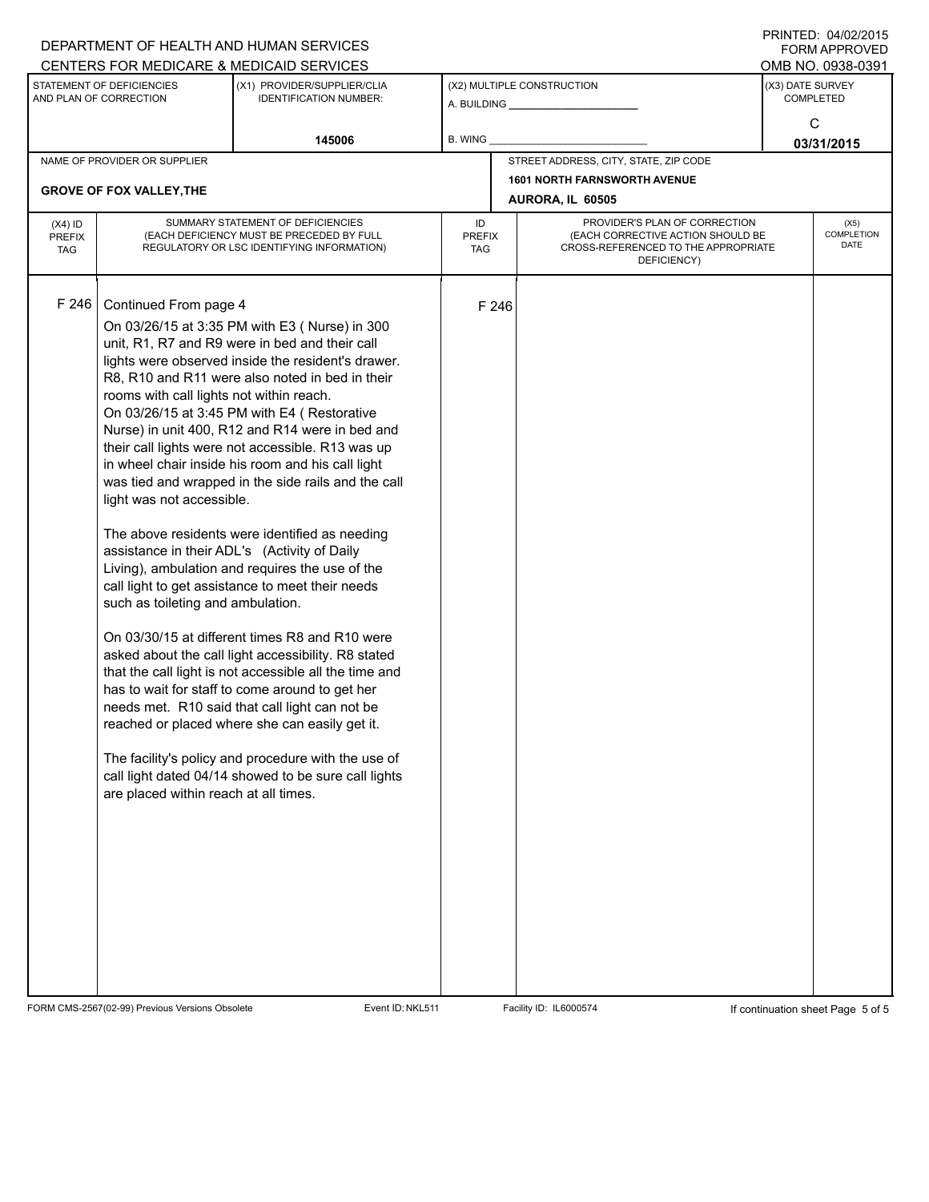DEPARTMENT OF HEALTH AND HUMAN SERVICES
CENTERS FOR MEDICARE & MEDICAID SERVICES

PRINTED: 04/02/2015
FORM APPROVED
OMB NO. 0938-0391

| STATEMENT OF DEFICIENCIES AND PLAN OF CORRECTION | (X1) PROVIDER/SUPPLIER/CLIA IDENTIFICATION NUMBER: | (X2) MULTIPLE CONSTRUCTION | (X3) DATE SURVEY COMPLETED |
|---|---|---|---|
| | 145006 | A. BUILDING ______ B. WING ______ | C 03/31/2015 |

| NAME OF PROVIDER OR SUPPLIER | STREET ADDRESS, CITY, STATE, ZIP CODE |
|---|---|
| GROVE OF FOX VALLEY,THE | 1601 NORTH FARNSWORTH AVENUE AURORA, IL 60505 |

| (X4) ID PREFIX TAG | SUMMARY STATEMENT OF DEFICIENCIES (EACH DEFICIENCY MUST BE PRECEDED BY FULL REGULATORY OR LSC IDENTIFYING INFORMATION) | ID PREFIX TAG | PROVIDER'S PLAN OF CORRECTION (EACH CORRECTIVE ACTION SHOULD BE CROSS-REFERENCED TO THE APPROPRIATE DEFICIENCY) | (X5) COMPLETION DATE |
|---|---|---|---|---|
| F 246 | Continued From page 4<br>On 03/26/15 at 3:35 PM with E3 ( Nurse) in 300 unit, R1, R7 and R9 were in bed and their call lights were observed inside the resident's drawer. R8, R10 and R11 were also noted in bed in their rooms with call lights not within reach.<br>On 03/26/15 at 3:45 PM with E4 ( Restorative Nurse) in unit 400, R12 and R14 were in bed and their call lights were not accessible. R13 was up in wheel chair inside his room and his call light was tied and wrapped in the side rails and the call light was not accessible.<br><br>The above residents were identified as needing assistance in their ADL's (Activity of Daily Living), ambulation and requires the use of the call light to get assistance to meet their needs such as toileting and ambulation.<br><br>On 03/30/15 at different times R8 and R10 were asked about the call light accessibility. R8 stated that the call light is not accessible all the time and has to wait for staff to come around to get her needs met. R10 said that call light can not be reached or placed where she can easily get it.<br><br>The facility's policy and procedure with the use of call light dated 04/14 showed to be sure call lights are placed within reach at all times. | F 246 | | |

FORM CMS-2567(02-99) Previous Versions Obsolete    Event ID: NKL511    Facility ID: IL6000574    If continuation sheet Page 5 of 5